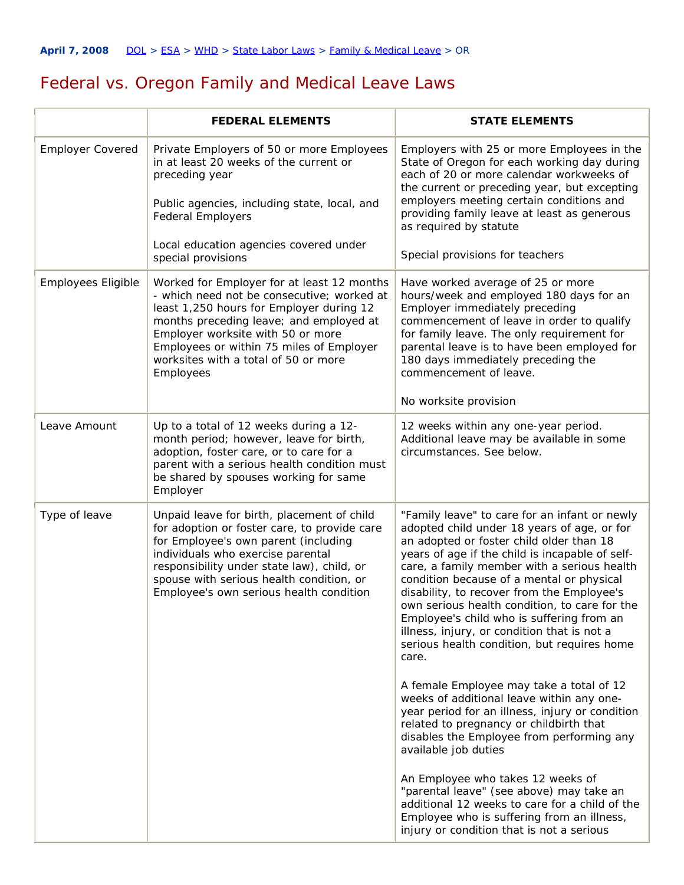April 7, 2008 DOL > ESA > WHD > State Labor Laws > Family & Medical Leave > OR

# Federal vs. Oregon Family and Medical Leave Laws

| | FEDERAL ELEMENTS | STATE ELEMENTS |
|---|---|---|
| Employer Covered | Private Employers of 50 or more Employees in at least 20 weeks of the current or preceding year<br><br>Public agencies, including state, local, and Federal Employers<br><br>Local education agencies covered under special provisions | Employers with 25 or more Employees in the State of Oregon for each working day during each of 20 or more calendar workweeks of the current or preceding year, but excepting employers meeting certain conditions and providing family leave at least as generous as required by statute<br><br>Special provisions for teachers |
| Employees Eligible | Worked for Employer for at least 12 months - which need not be consecutive; worked at least 1,250 hours for Employer during 12 months preceding leave; and employed at Employer worksite with 50 or more Employees or within 75 miles of Employer worksites with a total of 50 or more Employees | Have worked average of 25 or more hours/week and employed 180 days for an Employer immediately preceding commencement of leave in order to qualify for family leave. The only requirement for parental leave is to have been employed for 180 days immediately preceding the commencement of leave.<br><br>No worksite provision |
| Leave Amount | Up to a total of 12 weeks during a 12-month period; however, leave for birth, adoption, foster care, or to care for a parent with a serious health condition must be shared by spouses working for same Employer | 12 weeks within any one-year period. Additional leave may be available in some circumstances. See below. |
| Type of leave | Unpaid leave for birth, placement of child for adoption or foster care, to provide care for Employee's own parent (including individuals who exercise parental responsibility under state law), child, or spouse with serious health condition, or Employee's own serious health condition | "Family leave" to care for an infant or newly adopted child under 18 years of age, or for an adopted or foster child older than 18 years of age if the child is incapable of self-care, a family member with a serious health condition because of a mental or physical disability, to recover from the Employee's own serious health condition, to care for the Employee's child who is suffering from an illness, injury, or condition that is not a serious health condition, but requires home care.<br><br>A female Employee may take a total of 12 weeks of additional leave within any one-year period for an illness, injury or condition related to pregnancy or childbirth that disables the Employee from performing any available job duties<br><br>An Employee who takes 12 weeks of "parental leave" (see above) may take an additional 12 weeks to care for a child of the Employee who is suffering from an illness, injury or condition that is not a serious |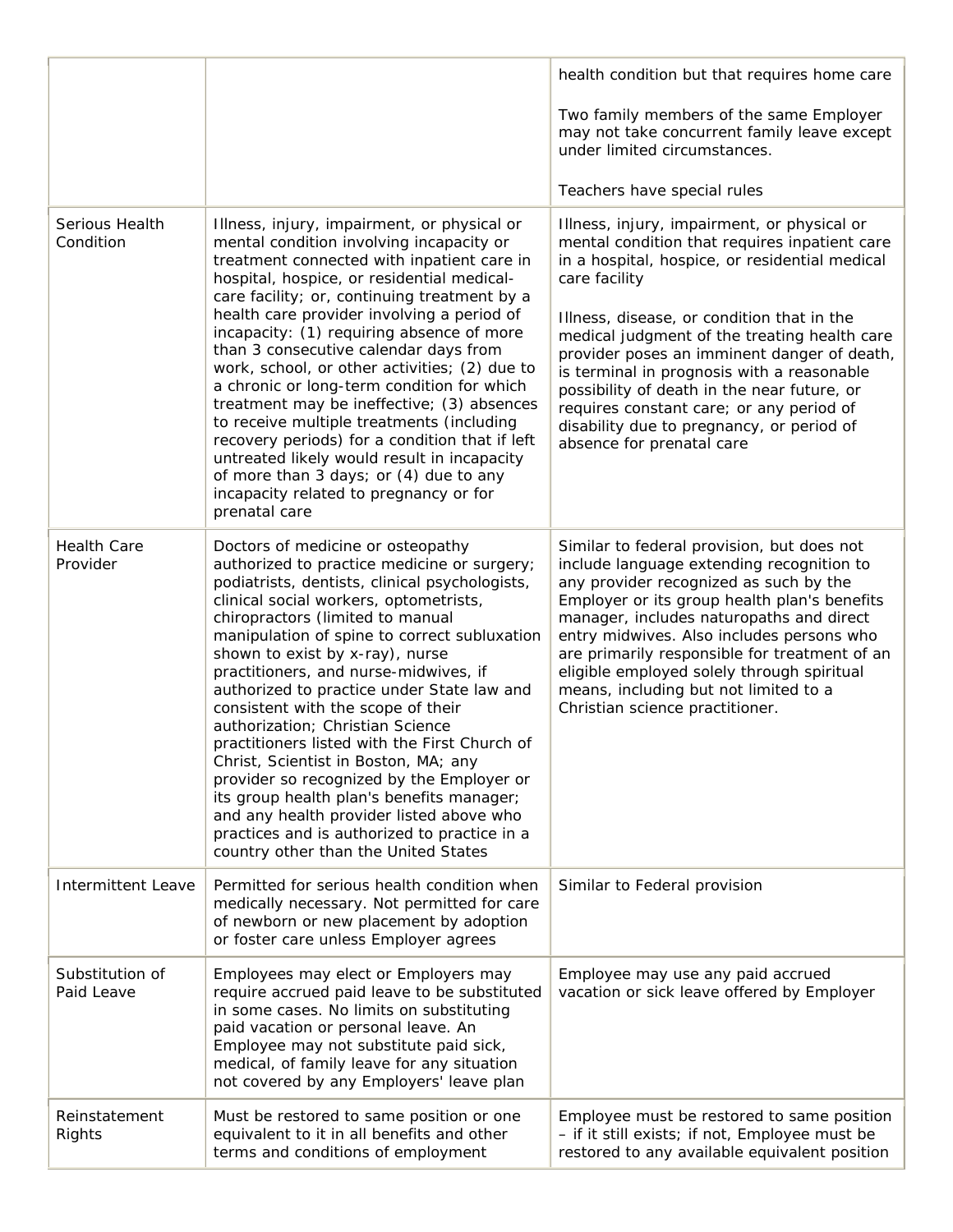| | | |
|---|---|---|
| | | health condition but that requires home care<br><br>Two family members of the same Employer may not take concurrent family leave except under limited circumstances.<br><br>Teachers have special rules |
| Serious Health Condition | Illness, injury, impairment, or physical or mental condition involving incapacity or treatment connected with inpatient care in hospital, hospice, or residential medical-care facility; or, continuing treatment by a health care provider involving a period of incapacity: (1) requiring absence of more than 3 consecutive calendar days from work, school, or other activities; (2) due to a chronic or long-term condition for which treatment may be ineffective; (3) absences to receive multiple treatments (including recovery periods) for a condition that if left untreated likely would result in incapacity of more than 3 days; or (4) due to any incapacity related to pregnancy or for prenatal care | Illness, injury, impairment, or physical or mental condition that requires inpatient care in a hospital, hospice, or residential medical care facility<br><br>Illness, disease, or condition that in the medical judgment of the treating health care provider poses an imminent danger of death, is terminal in prognosis with a reasonable possibility of death in the near future, or requires constant care; or any period of disability due to pregnancy, or period of absence for prenatal care |
| Health Care Provider | Doctors of medicine or osteopathy authorized to practice medicine or surgery; podiatrists, dentists, clinical psychologists, clinical social workers, optometrists, chiropractors (limited to manual manipulation of spine to correct subluxation shown to exist by x-ray), nurse practitioners, and nurse-midwives, if authorized to practice under State law and consistent with the scope of their authorization; Christian Science practitioners listed with the First Church of Christ, Scientist in Boston, MA; any provider so recognized by the Employer or its group health plan's benefits manager; and any health provider listed above who practices and is authorized to practice in a country other than the United States | Similar to federal provision, but does not include language extending recognition to any provider recognized as such by the Employer or its group health plan's benefits manager, includes naturopaths and direct entry midwives. Also includes persons who are primarily responsible for treatment of an eligible employed solely through spiritual means, including but not limited to a Christian science practitioner. |
| Intermittent Leave | Permitted for serious health condition when medically necessary. Not permitted for care of newborn or new placement by adoption or foster care unless Employer agrees | Similar to Federal provision |
| Substitution of Paid Leave | Employees may elect or Employers may require accrued paid leave to be substituted in some cases. No limits on substituting paid vacation or personal leave. An Employee may not substitute paid sick, medical, of family leave for any situation not covered by any Employers' leave plan | Employee may use any paid accrued vacation or sick leave offered by Employer |
| Reinstatement Rights | Must be restored to same position or one equivalent to it in all benefits and other terms and conditions of employment | Employee must be restored to same position – if it still exists; if not, Employee must be restored to any available equivalent position |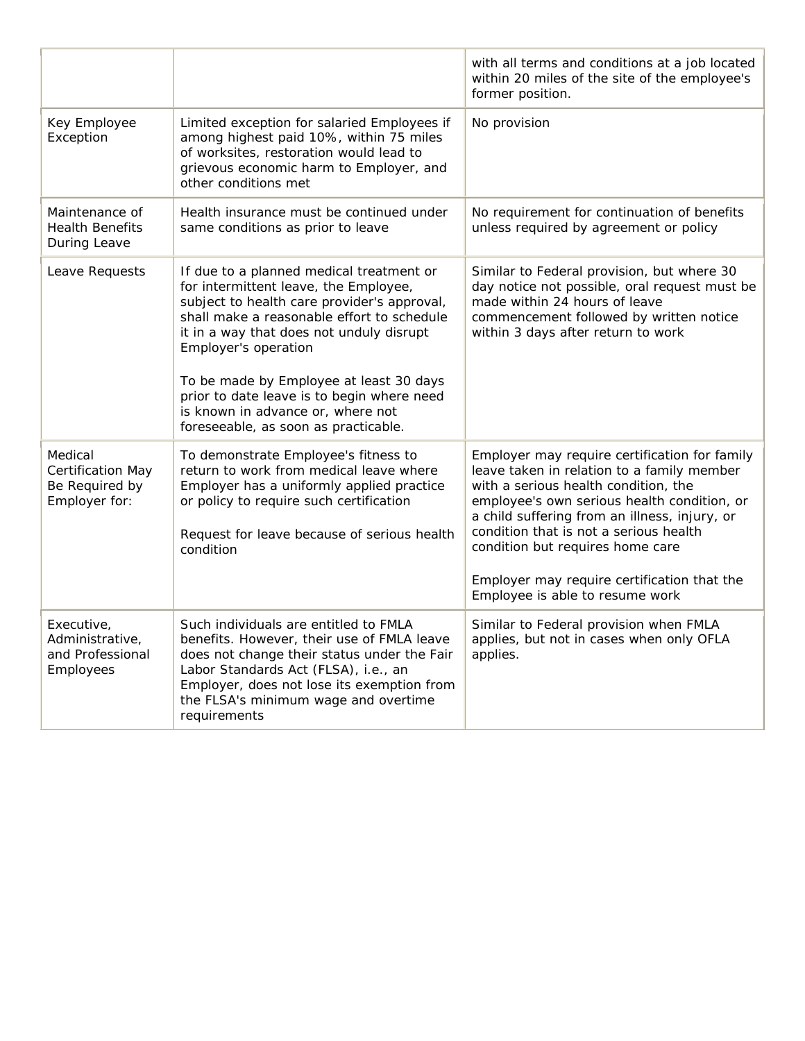| | | |
|---|---|---|
| | | with all terms and conditions at a job located within 20 miles of the site of the employee's former position. |
| Key Employee Exception | Limited exception for salaried Employees if among highest paid 10%, within 75 miles of worksites, restoration would lead to grievous economic harm to Employer, and other conditions met | No provision |
| Maintenance of Health Benefits During Leave | Health insurance must be continued under same conditions as prior to leave | No requirement for continuation of benefits unless required by agreement or policy |
| Leave Requests | If due to a planned medical treatment or for intermittent leave, the Employee, subject to health care provider's approval, shall make a reasonable effort to schedule it in a way that does not unduly disrupt Employer's operation<br><br>To be made by Employee at least 30 days prior to date leave is to begin where need is known in advance or, where not foreseeable, as soon as practicable. | Similar to Federal provision, but where 30 day notice not possible, oral request must be made within 24 hours of leave commencement followed by written notice within 3 days after return to work |
| Medical Certification May Be Required by Employer for: | To demonstrate Employee's fitness to return to work from medical leave where Employer has a uniformly applied practice or policy to require such certification<br><br>Request for leave because of serious health condition | Employer may require certification for family leave taken in relation to a family member with a serious health condition, the employee's own serious health condition, or a child suffering from an illness, injury, or condition that is not a serious health condition but requires home care<br><br>Employer may require certification that the Employee is able to resume work |
| Executive, Administrative, and Professional Employees | Such individuals are entitled to FMLA benefits. However, their use of FMLA leave does not change their status under the Fair Labor Standards Act (FLSA), i.e., an Employer, does not lose its exemption from the FLSA's minimum wage and overtime requirements | Similar to Federal provision when FMLA applies, but not in cases when only OFLA applies. |